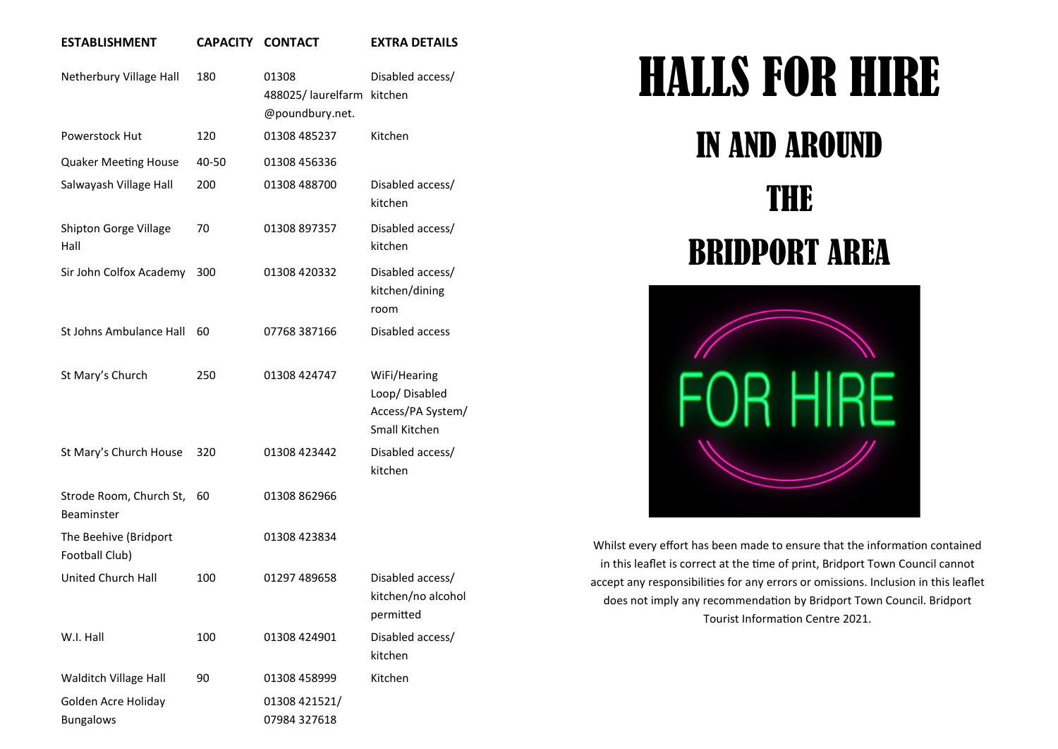| ESTABLISHMENT | CAPACITY | CONTACT | EXTRA DETAILS |
| --- | --- | --- | --- |
| Netherbury Village Hall | 180 | 01308 488025/ laurelfarm @poundbury.net. | Disabled access/ kitchen |
| Powerstock Hut | 120 | 01308 485237 | Kitchen |
| Quaker Meeting House | 40-50 | 01308 456336 | |
| Salwayash Village Hall | 200 | 01308 488700 | Disabled access/ kitchen |
| Shipton Gorge Village Hall | 70 | 01308 897357 | Disabled access/ kitchen |
| Sir John Colfox Academy | 300 | 01308 420332 | Disabled access/ kitchen/dining room |
| St Johns Ambulance Hall | 60 | 07768 387166 | Disabled access |
| St Mary's Church | 250 | 01308 424747 | WiFi/Hearing Loop/ Disabled Access/PA System/ Small Kitchen |
| St Mary's Church House | 320 | 01308 423442 | Disabled access/ kitchen |
| Strode Room, Church St, Beaminster | 60 | 01308 862966 | |
| The Beehive (Bridport Football Club) | | 01308 423834 | |
| United Church Hall | 100 | 01297 489658 | Disabled access/ kitchen/no alcohol permitted |
| W.I. Hall | 100 | 01308 424901 | Disabled access/ kitchen |
| Walditch Village Hall | 90 | 01308 458999 | Kitchen |
| Golden Acre Holiday Bungalows | | 01308 421521/ 07984 327618 | |

# HALLS FOR HIRE

## IN AND AROUND THE BRIDPORT AREA

Whilst every effort has been made to ensure that the information contained in this leaflet is correct at the time of print, Bridport Town Council cannot accept any responsibilities for any errors or omissions. Inclusion in this leaflet does not imply any recommendation by Bridport Town Council. Bridport Tourist Information Centre 2021.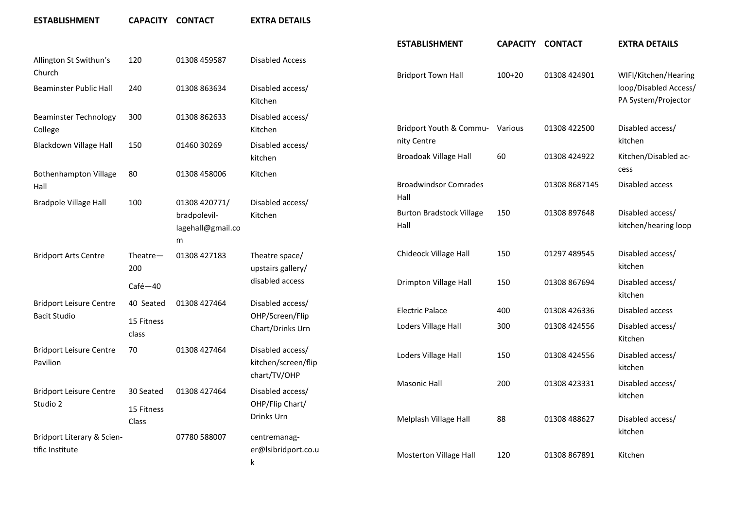| ESTABLISHMENT | CAPACITY | CONTACT | EXTRA DETAILS |
|---|---|---|---|
| Allington St Swithun's Church | 120 | 01308 459587 | Disabled Access |
| Beaminster Public Hall | 240 | 01308 863634 | Disabled access/ Kitchen |
| Beaminster Technology College | 300 | 01308 862633 | Disabled access/ Kitchen |
| Blackdown Village Hall | 150 | 01460 30269 | Disabled access/ kitchen |
| Bothenhampton Village Hall | 80 | 01308 458006 | Kitchen |
| Bradpole Village Hall | 100 | 01308 420771/ bradpolevillagehall@gmail.com | Disabled access/ Kitchen |
| Bridport Arts Centre | Theatre—200 Café—40 | 01308 427183 | Theatre space/ upstairs gallery/ disabled access |
| Bridport Leisure Centre Bacit Studio | 40 Seated 15 Fitness class | 01308 427464 | Disabled access/ OHP/Screen/Flip Chart/Drinks Urn |
| Bridport Leisure Centre Pavilion | 70 | 01308 427464 | Disabled access/ kitchen/screen/flip chart/TV/OHP |
| Bridport Leisure Centre Studio 2 | 30 Seated 15 Fitness Class | 01308 427464 | Disabled access/ OHP/Flip Chart/ Drinks Urn |
| Bridport Literary & Scientific Institute | | 07780 588007 | centremanager@lsibridport.co.uk |

| ESTABLISHMENT | CAPACITY | CONTACT | EXTRA DETAILS |
|---|---|---|---|
| Bridport Town Hall | 100+20 | 01308 424901 | WIFI/Kitchen/Hearing loop/Disabled Access/ PA System/Projector |
| Bridport Youth & Community Centre | Various | 01308 422500 | Disabled access/ kitchen |
| Broadoak Village Hall | 60 | 01308 424922 | Kitchen/Disabled access |
| Broadwindsor Comrades Hall | | 01308 8687145 | Disabled access |
| Burton Bradstock Village Hall | 150 | 01308 897648 | Disabled access/ kitchen/hearing loop |
| Chideock Village Hall | 150 | 01297 489545 | Disabled access/ kitchen |
| Drimpton Village Hall | 150 | 01308 867694 | Disabled access/ kitchen |
| Electric Palace | 400 | 01308 426336 | Disabled access |
| Loders Village Hall | 300 | 01308 424556 | Disabled access/ Kitchen |
| Loders Village Hall | 150 | 01308 424556 | Disabled access/ kitchen |
| Masonic Hall | 200 | 01308 423331 | Disabled access/ kitchen |
| Melplash Village Hall | 88 | 01308 488627 | Disabled access/ kitchen |
| Mosterton Village Hall | 120 | 01308 867891 | Kitchen |